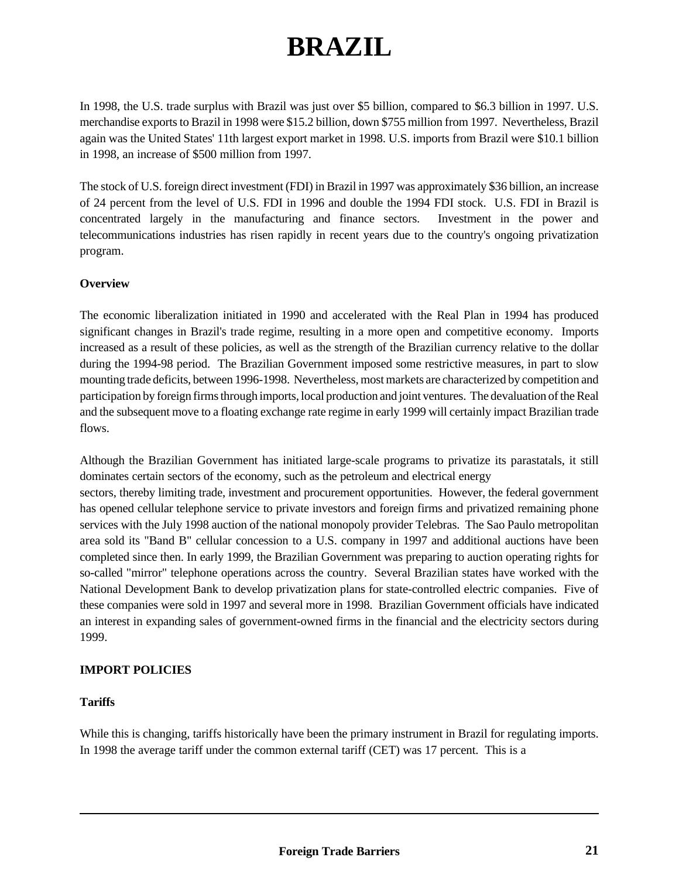# BRAZIL

In 1998, the U.S. trade surplus with Brazil was just over $5 billion, compared to $6.3 billion in 1997. U.S. merchandise exports to Brazil in 1998 were $15.2 billion, down $755 million from 1997. Nevertheless, Brazil again was the United States' 11th largest export market in 1998. U.S. imports from Brazil were $10.1 billion in 1998, an increase of $500 million from 1997.

The stock of U.S. foreign direct investment (FDI) in Brazil in 1997 was approximately $36 billion, an increase of 24 percent from the level of U.S. FDI in 1996 and double the 1994 FDI stock. U.S. FDI in Brazil is concentrated largely in the manufacturing and finance sectors. Investment in the power and telecommunications industries has risen rapidly in recent years due to the country's ongoing privatization program.

**Overview**

The economic liberalization initiated in 1990 and accelerated with the Real Plan in 1994 has produced significant changes in Brazil's trade regime, resulting in a more open and competitive economy. Imports increased as a result of these policies, as well as the strength of the Brazilian currency relative to the dollar during the 1994-98 period. The Brazilian Government imposed some restrictive measures, in part to slow mounting trade deficits, between 1996-1998. Nevertheless, most markets are characterized by competition and participation by foreign firms through imports, local production and joint ventures. The devaluation of the Real and the subsequent move to a floating exchange rate regime in early 1999 will certainly impact Brazilian trade flows.

Although the Brazilian Government has initiated large-scale programs to privatize its parastatals, it still dominates certain sectors of the economy, such as the petroleum and electrical energy sectors, thereby limiting trade, investment and procurement opportunities. However, the federal government has opened cellular telephone service to private investors and foreign firms and privatized remaining phone services with the July 1998 auction of the national monopoly provider Telebras. The Sao Paulo metropolitan area sold its "Band B" cellular concession to a U.S. company in 1997 and additional auctions have been completed since then. In early 1999, the Brazilian Government was preparing to auction operating rights for so-called "mirror" telephone operations across the country. Several Brazilian states have worked with the National Development Bank to develop privatization plans for state-controlled electric companies. Five of these companies were sold in 1997 and several more in 1998. Brazilian Government officials have indicated an interest in expanding sales of government-owned firms in the financial and the electricity sectors during 1999.

## IMPORT POLICIES

**Tariffs**

While this is changing, tariffs historically have been the primary instrument in Brazil for regulating imports. In 1998 the average tariff under the common external tariff (CET) was 17 percent. This is a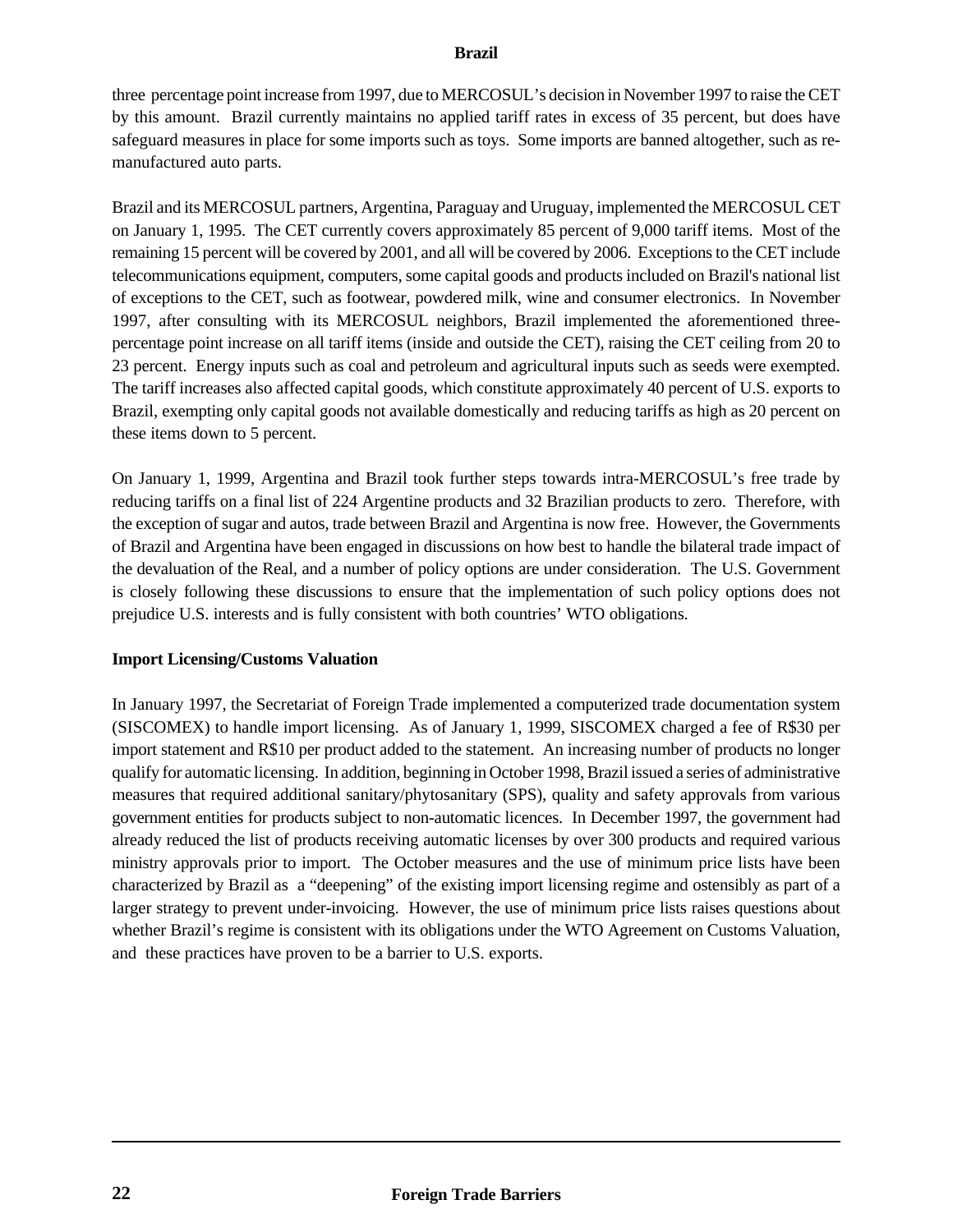three percentage point increase from 1997, due to MERCOSUL's decision in November 1997 to raise the CET by this amount. Brazil currently maintains no applied tariff rates in excess of 35 percent, but does have safeguard measures in place for some imports such as toys. Some imports are banned altogether, such as re-manufactured auto parts.

Brazil and its MERCOSUL partners, Argentina, Paraguay and Uruguay, implemented the MERCOSUL CET on January 1, 1995. The CET currently covers approximately 85 percent of 9,000 tariff items. Most of the remaining 15 percent will be covered by 2001, and all will be covered by 2006. Exceptions to the CET include telecommunications equipment, computers, some capital goods and products included on Brazil's national list of exceptions to the CET, such as footwear, powdered milk, wine and consumer electronics. In November 1997, after consulting with its MERCOSUL neighbors, Brazil implemented the aforementioned three-percentage point increase on all tariff items (inside and outside the CET), raising the CET ceiling from 20 to 23 percent. Energy inputs such as coal and petroleum and agricultural inputs such as seeds were exempted. The tariff increases also affected capital goods, which constitute approximately 40 percent of U.S. exports to Brazil, exempting only capital goods not available domestically and reducing tariffs as high as 20 percent on these items down to 5 percent.

On January 1, 1999, Argentina and Brazil took further steps towards intra-MERCOSUL's free trade by reducing tariffs on a final list of 224 Argentine products and 32 Brazilian products to zero. Therefore, with the exception of sugar and autos, trade between Brazil and Argentina is now free. However, the Governments of Brazil and Argentina have been engaged in discussions on how best to handle the bilateral trade impact of the devaluation of the Real, and a number of policy options are under consideration. The U.S. Government is closely following these discussions to ensure that the implementation of such policy options does not prejudice U.S. interests and is fully consistent with both countries' WTO obligations.

**Import Licensing/Customs Valuation**

In January 1997, the Secretariat of Foreign Trade implemented a computerized trade documentation system (SISCOMEX) to handle import licensing. As of January 1, 1999, SISCOMEX charged a fee of R$30 per import statement and R$10 per product added to the statement. An increasing number of products no longer qualify for automatic licensing. In addition, beginning in October 1998, Brazil issued a series of administrative measures that required additional sanitary/phytosanitary (SPS), quality and safety approvals from various government entities for products subject to non-automatic licences. In December 1997, the government had already reduced the list of products receiving automatic licenses by over 300 products and required various ministry approvals prior to import. The October measures and the use of minimum price lists have been characterized by Brazil as a "deepening" of the existing import licensing regime and ostensibly as part of a larger strategy to prevent under-invoicing. However, the use of minimum price lists raises questions about whether Brazil's regime is consistent with its obligations under the WTO Agreement on Customs Valuation, and these practices have proven to be a barrier to U.S. exports.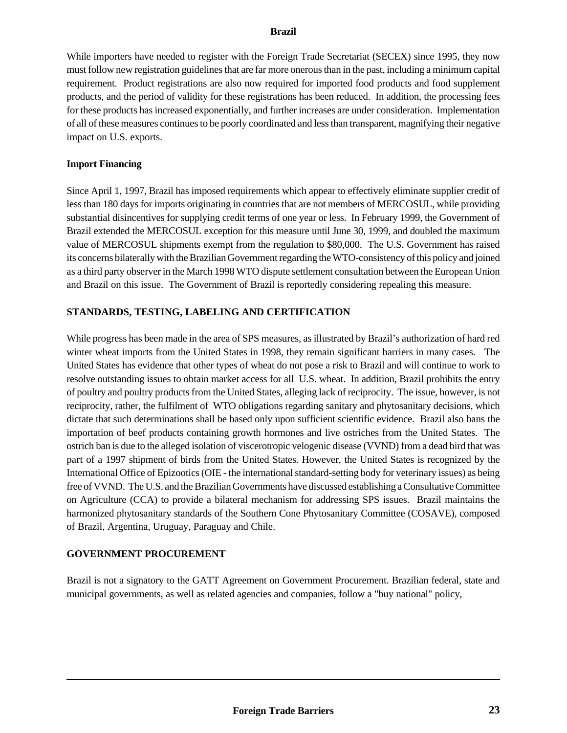While importers have needed to register with the Foreign Trade Secretariat (SECEX) since 1995, they now must follow new registration guidelines that are far more onerous than in the past, including a minimum capital requirement. Product registrations are also now required for imported food products and food supplement products, and the period of validity for these registrations has been reduced. In addition, the processing fees for these products has increased exponentially, and further increases are under consideration. Implementation of all of these measures continues to be poorly coordinated and less than transparent, magnifying their negative impact on U.S. exports.

**Import Financing**

Since April 1, 1997, Brazil has imposed requirements which appear to effectively eliminate supplier credit of less than 180 days for imports originating in countries that are not members of MERCOSUL, while providing substantial disincentives for supplying credit terms of one year or less. In February 1999, the Government of Brazil extended the MERCOSUL exception for this measure until June 30, 1999, and doubled the maximum value of MERCOSUL shipments exempt from the regulation to $80,000. The U.S. Government has raised its concerns bilaterally with the Brazilian Government regarding the WTO-consistency of this policy and joined as a third party observer in the March 1998 WTO dispute settlement consultation between the European Union and Brazil on this issue. The Government of Brazil is reportedly considering repealing this measure.

## STANDARDS, TESTING, LABELING AND CERTIFICATION

While progress has been made in the area of SPS measures, as illustrated by Brazil's authorization of hard red winter wheat imports from the United States in 1998, they remain significant barriers in many cases. The United States has evidence that other types of wheat do not pose a risk to Brazil and will continue to work to resolve outstanding issues to obtain market access for all U.S. wheat. In addition, Brazil prohibits the entry of poultry and poultry products from the United States, alleging lack of reciprocity. The issue, however, is not reciprocity, rather, the fulfilment of WTO obligations regarding sanitary and phytosanitary decisions, which dictate that such determinations shall be based only upon sufficient scientific evidence. Brazil also bans the importation of beef products containing growth hormones and live ostriches from the United States. The ostrich ban is due to the alleged isolation of viscerotropic velogenic disease (VVND) from a dead bird that was part of a 1997 shipment of birds from the United States. However, the United States is recognized by the International Office of Epizootics (OIE - the international standard-setting body for veterinary issues) as being free of VVND. The U.S. and the Brazilian Governments have discussed establishing a Consultative Committee on Agriculture (CCA) to provide a bilateral mechanism for addressing SPS issues. Brazil maintains the harmonized phytosanitary standards of the Southern Cone Phytosanitary Committee (COSAVE), composed of Brazil, Argentina, Uruguay, Paraguay and Chile.

## GOVERNMENT PROCUREMENT

Brazil is not a signatory to the GATT Agreement on Government Procurement. Brazilian federal, state and municipal governments, as well as related agencies and companies, follow a "buy national" policy,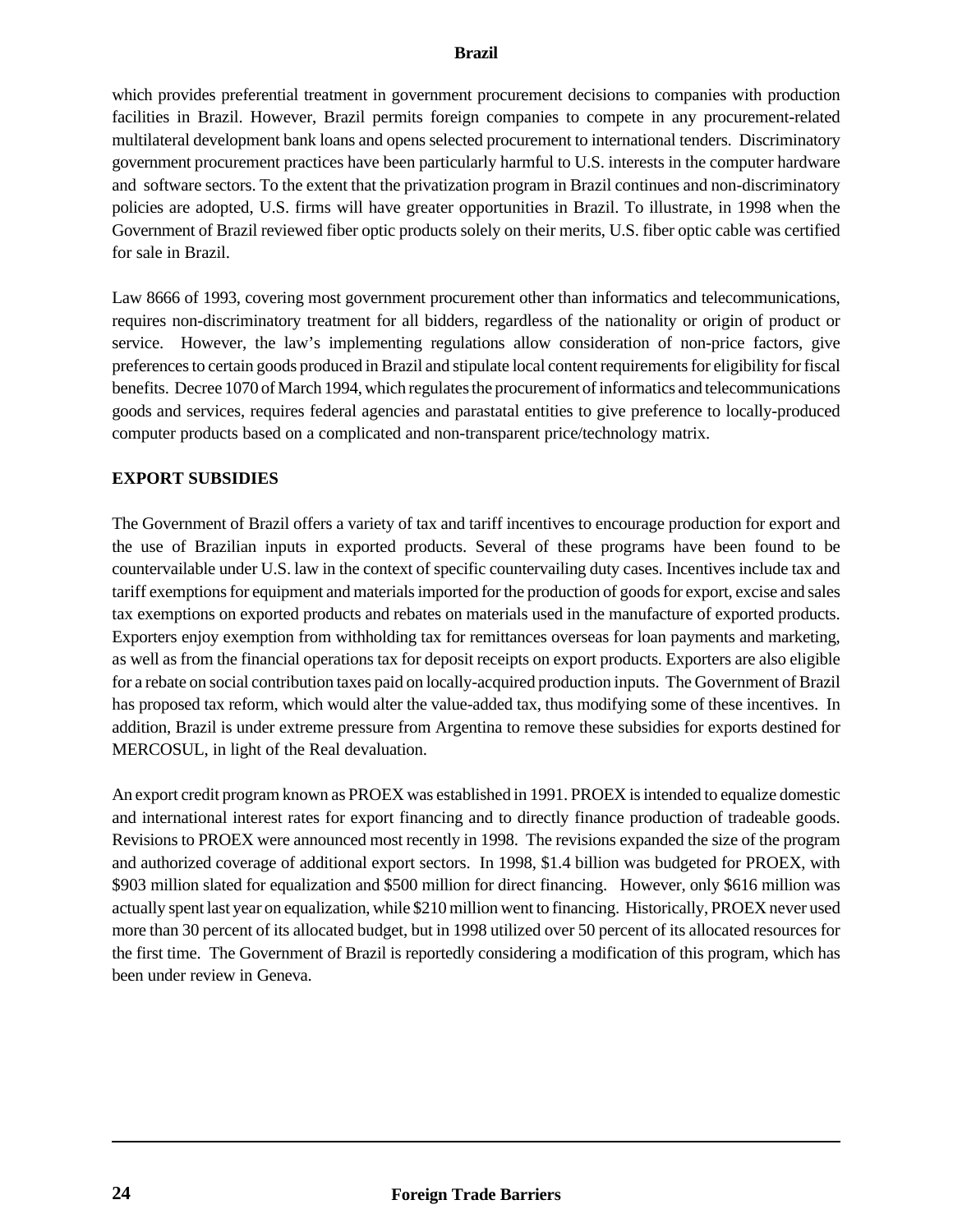which provides preferential treatment in government procurement decisions to companies with production facilities in Brazil. However, Brazil permits foreign companies to compete in any procurement-related multilateral development bank loans and opens selected procurement to international tenders. Discriminatory government procurement practices have been particularly harmful to U.S. interests in the computer hardware and software sectors. To the extent that the privatization program in Brazil continues and non-discriminatory policies are adopted, U.S. firms will have greater opportunities in Brazil. To illustrate, in 1998 when the Government of Brazil reviewed fiber optic products solely on their merits, U.S. fiber optic cable was certified for sale in Brazil.

Law 8666 of 1993, covering most government procurement other than informatics and telecommunications, requires non-discriminatory treatment for all bidders, regardless of the nationality or origin of product or service. However, the law's implementing regulations allow consideration of non-price factors, give preferences to certain goods produced in Brazil and stipulate local content requirements for eligibility for fiscal benefits. Decree 1070 of March 1994, which regulates the procurement of informatics and telecommunications goods and services, requires federal agencies and parastatal entities to give preference to locally-produced computer products based on a complicated and non-transparent price/technology matrix.

## EXPORT SUBSIDIES

The Government of Brazil offers a variety of tax and tariff incentives to encourage production for export and the use of Brazilian inputs in exported products. Several of these programs have been found to be countervailable under U.S. law in the context of specific countervailing duty cases. Incentives include tax and tariff exemptions for equipment and materials imported for the production of goods for export, excise and sales tax exemptions on exported products and rebates on materials used in the manufacture of exported products. Exporters enjoy exemption from withholding tax for remittances overseas for loan payments and marketing, as well as from the financial operations tax for deposit receipts on export products. Exporters are also eligible for a rebate on social contribution taxes paid on locally-acquired production inputs. The Government of Brazil has proposed tax reform, which would alter the value-added tax, thus modifying some of these incentives. In addition, Brazil is under extreme pressure from Argentina to remove these subsidies for exports destined for MERCOSUL, in light of the Real devaluation.

An export credit program known as PROEX was established in 1991. PROEX is intended to equalize domestic and international interest rates for export financing and to directly finance production of tradeable goods. Revisions to PROEX were announced most recently in 1998. The revisions expanded the size of the program and authorized coverage of additional export sectors. In 1998, $1.4 billion was budgeted for PROEX, with $903 million slated for equalization and $500 million for direct financing. However, only $616 million was actually spent last year on equalization, while $210 million went to financing. Historically, PROEX never used more than 30 percent of its allocated budget, but in 1998 utilized over 50 percent of its allocated resources for the first time. The Government of Brazil is reportedly considering a modification of this program, which has been under review in Geneva.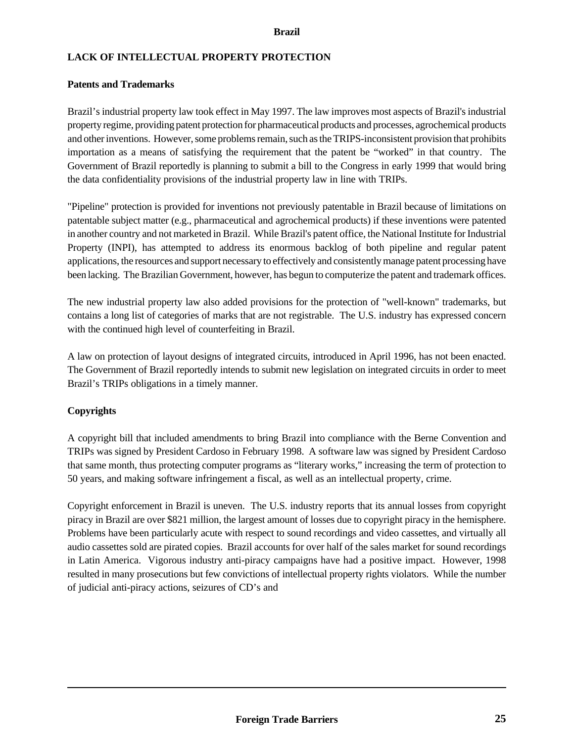## LACK OF INTELLECTUAL PROPERTY PROTECTION

### Patents and Trademarks

Brazil's industrial property law took effect in May 1997. The law improves most aspects of Brazil's industrial property regime, providing patent protection for pharmaceutical products and processes, agrochemical products and other inventions. However, some problems remain, such as the TRIPS-inconsistent provision that prohibits importation as a means of satisfying the requirement that the patent be "worked" in that country. The Government of Brazil reportedly is planning to submit a bill to the Congress in early 1999 that would bring the data confidentiality provisions of the industrial property law in line with TRIPs.

"Pipeline" protection is provided for inventions not previously patentable in Brazil because of limitations on patentable subject matter (e.g., pharmaceutical and agrochemical products) if these inventions were patented in another country and not marketed in Brazil. While Brazil's patent office, the National Institute for Industrial Property (INPI), has attempted to address its enormous backlog of both pipeline and regular patent applications, the resources and support necessary to effectively and consistently manage patent processing have been lacking. The Brazilian Government, however, has begun to computerize the patent and trademark offices.

The new industrial property law also added provisions for the protection of "well-known" trademarks, but contains a long list of categories of marks that are not registrable. The U.S. industry has expressed concern with the continued high level of counterfeiting in Brazil.

A law on protection of layout designs of integrated circuits, introduced in April 1996, has not been enacted. The Government of Brazil reportedly intends to submit new legislation on integrated circuits in order to meet Brazil's TRIPs obligations in a timely manner.

### Copyrights

A copyright bill that included amendments to bring Brazil into compliance with the Berne Convention and TRIPs was signed by President Cardoso in February 1998. A software law was signed by President Cardoso that same month, thus protecting computer programs as "literary works," increasing the term of protection to 50 years, and making software infringement a fiscal, as well as an intellectual property, crime.

Copyright enforcement in Brazil is uneven. The U.S. industry reports that its annual losses from copyright piracy in Brazil are over $821 million, the largest amount of losses due to copyright piracy in the hemisphere. Problems have been particularly acute with respect to sound recordings and video cassettes, and virtually all audio cassettes sold are pirated copies. Brazil accounts for over half of the sales market for sound recordings in Latin America. Vigorous industry anti-piracy campaigns have had a positive impact. However, 1998 resulted in many prosecutions but few convictions of intellectual property rights violators. While the number of judicial anti-piracy actions, seizures of CD's and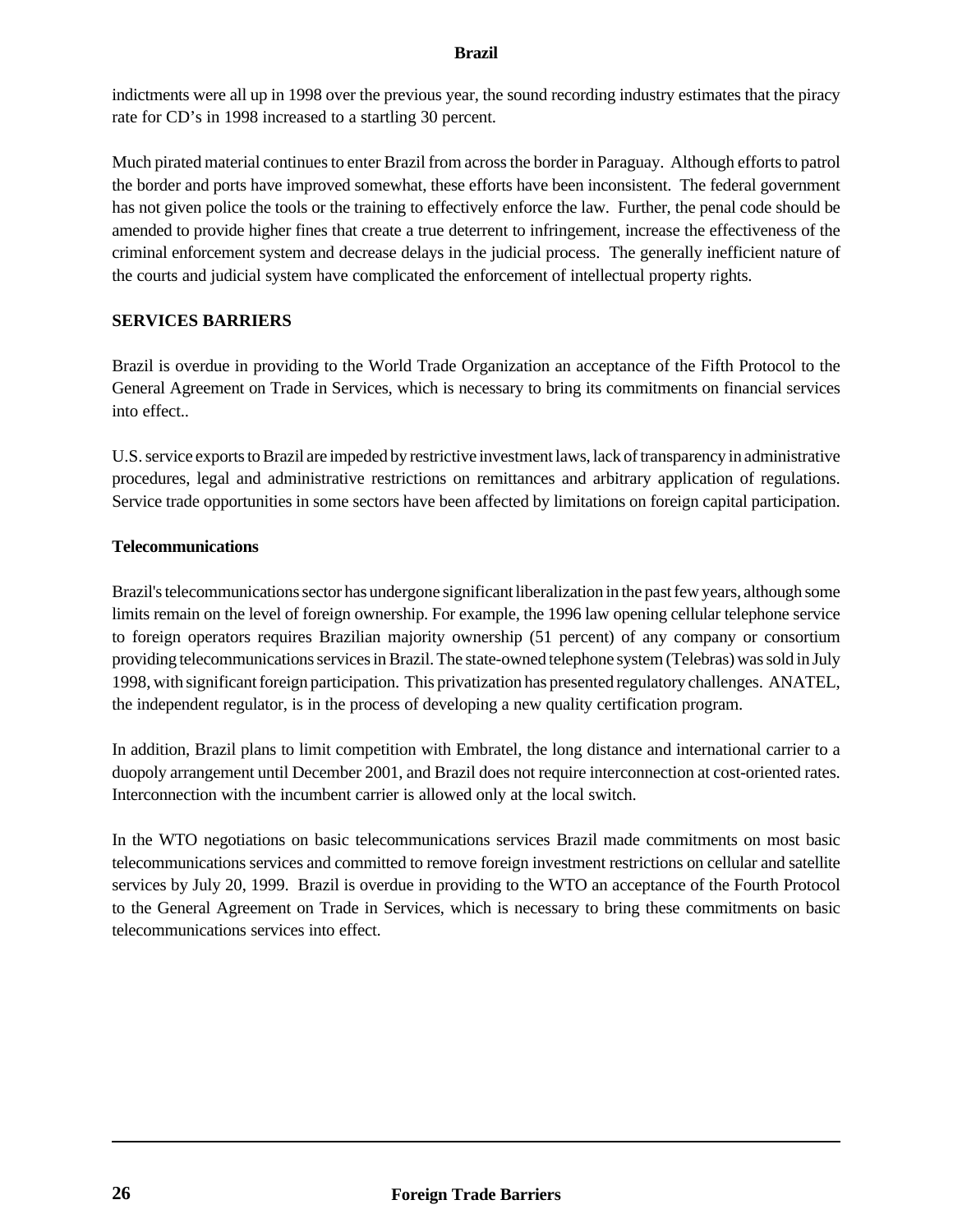indictments were all up in 1998 over the previous year, the sound recording industry estimates that the piracy rate for CD's in 1998 increased to a startling 30 percent.

Much pirated material continues to enter Brazil from across the border in Paraguay. Although efforts to patrol the border and ports have improved somewhat, these efforts have been inconsistent. The federal government has not given police the tools or the training to effectively enforce the law. Further, the penal code should be amended to provide higher fines that create a true deterrent to infringement, increase the effectiveness of the criminal enforcement system and decrease delays in the judicial process. The generally inefficient nature of the courts and judicial system have complicated the enforcement of intellectual property rights.

## SERVICES BARRIERS

Brazil is overdue in providing to the World Trade Organization an acceptance of the Fifth Protocol to the General Agreement on Trade in Services, which is necessary to bring its commitments on financial services into effect..

U.S. service exports to Brazil are impeded by restrictive investment laws, lack of transparency in administrative procedures, legal and administrative restrictions on remittances and arbitrary application of regulations. Service trade opportunities in some sectors have been affected by limitations on foreign capital participation.

### Telecommunications

Brazil's telecommunications sector has undergone significant liberalization in the past few years, although some limits remain on the level of foreign ownership. For example, the 1996 law opening cellular telephone service to foreign operators requires Brazilian majority ownership (51 percent) of any company or consortium providing telecommunications services in Brazil. The state-owned telephone system (Telebras) was sold in July 1998, with significant foreign participation. This privatization has presented regulatory challenges. ANATEL, the independent regulator, is in the process of developing a new quality certification program.

In addition, Brazil plans to limit competition with Embratel, the long distance and international carrier to a duopoly arrangement until December 2001, and Brazil does not require interconnection at cost-oriented rates. Interconnection with the incumbent carrier is allowed only at the local switch.

In the WTO negotiations on basic telecommunications services Brazil made commitments on most basic telecommunications services and committed to remove foreign investment restrictions on cellular and satellite services by July 20, 1999. Brazil is overdue in providing to the WTO an acceptance of the Fourth Protocol to the General Agreement on Trade in Services, which is necessary to bring these commitments on basic telecommunications services into effect.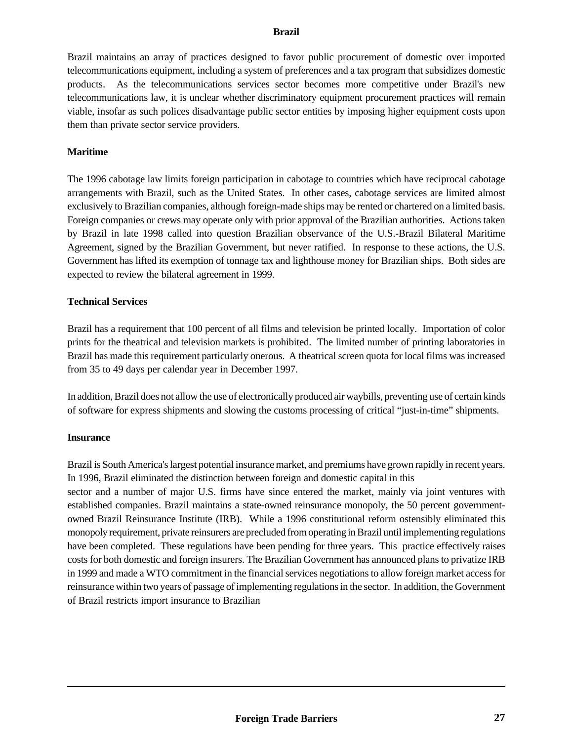Brazil maintains an array of practices designed to favor public procurement of domestic over imported telecommunications equipment, including a system of preferences and a tax program that subsidizes domestic products. As the telecommunications services sector becomes more competitive under Brazil's new telecommunications law, it is unclear whether discriminatory equipment procurement practices will remain viable, insofar as such polices disadvantage public sector entities by imposing higher equipment costs upon them than private sector service providers.

**Maritime**

The 1996 cabotage law limits foreign participation in cabotage to countries which have reciprocal cabotage arrangements with Brazil, such as the United States. In other cases, cabotage services are limited almost exclusively to Brazilian companies, although foreign-made ships may be rented or chartered on a limited basis. Foreign companies or crews may operate only with prior approval of the Brazilian authorities. Actions taken by Brazil in late 1998 called into question Brazilian observance of the U.S.-Brazil Bilateral Maritime Agreement, signed by the Brazilian Government, but never ratified. In response to these actions, the U.S. Government has lifted its exemption of tonnage tax and lighthouse money for Brazilian ships. Both sides are expected to review the bilateral agreement in 1999.

**Technical Services**

Brazil has a requirement that 100 percent of all films and television be printed locally. Importation of color prints for the theatrical and television markets is prohibited. The limited number of printing laboratories in Brazil has made this requirement particularly onerous. A theatrical screen quota for local films was increased from 35 to 49 days per calendar year in December 1997.

In addition, Brazil does not allow the use of electronically produced air waybills, preventing use of certain kinds of software for express shipments and slowing the customs processing of critical "just-in-time" shipments.

**Insurance**

Brazil is South America's largest potential insurance market, and premiums have grown rapidly in recent years. In 1996, Brazil eliminated the distinction between foreign and domestic capital in this sector and a number of major U.S. firms have since entered the market, mainly via joint ventures with established companies. Brazil maintains a state-owned reinsurance monopoly, the 50 percent government-owned Brazil Reinsurance Institute (IRB). While a 1996 constitutional reform ostensibly eliminated this monopoly requirement, private reinsurers are precluded from operating in Brazil until implementing regulations have been completed. These regulations have been pending for three years. This practice effectively raises costs for both domestic and foreign insurers. The Brazilian Government has announced plans to privatize IRB in 1999 and made a WTO commitment in the financial services negotiations to allow foreign market access for reinsurance within two years of passage of implementing regulations in the sector. In addition, the Government of Brazil restricts import insurance to Brazilian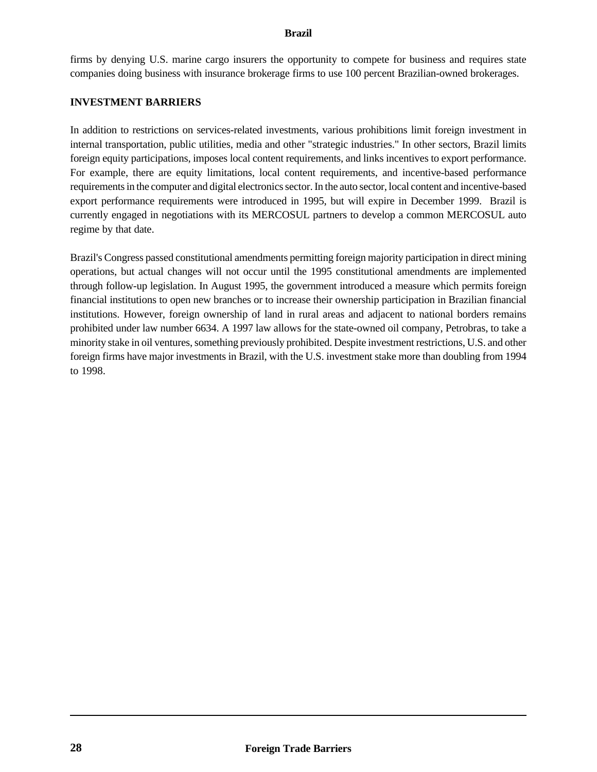firms by denying U.S. marine cargo insurers the opportunity to compete for business and requires state companies doing business with insurance brokerage firms to use 100 percent Brazilian-owned brokerages.

**INVESTMENT BARRIERS**

In addition to restrictions on services-related investments, various prohibitions limit foreign investment in internal transportation, public utilities, media and other "strategic industries." In other sectors, Brazil limits foreign equity participations, imposes local content requirements, and links incentives to export performance. For example, there are equity limitations, local content requirements, and incentive-based performance requirements in the computer and digital electronics sector. In the auto sector, local content and incentive-based export performance requirements were introduced in 1995, but will expire in December 1999. Brazil is currently engaged in negotiations with its MERCOSUL partners to develop a common MERCOSUL auto regime by that date.

Brazil's Congress passed constitutional amendments permitting foreign majority participation in direct mining operations, but actual changes will not occur until the 1995 constitutional amendments are implemented through follow-up legislation. In August 1995, the government introduced a measure which permits foreign financial institutions to open new branches or to increase their ownership participation in Brazilian financial institutions. However, foreign ownership of land in rural areas and adjacent to national borders remains prohibited under law number 6634. A 1997 law allows for the state-owned oil company, Petrobras, to take a minority stake in oil ventures, something previously prohibited. Despite investment restrictions, U.S. and other foreign firms have major investments in Brazil, with the U.S. investment stake more than doubling from 1994 to 1998.